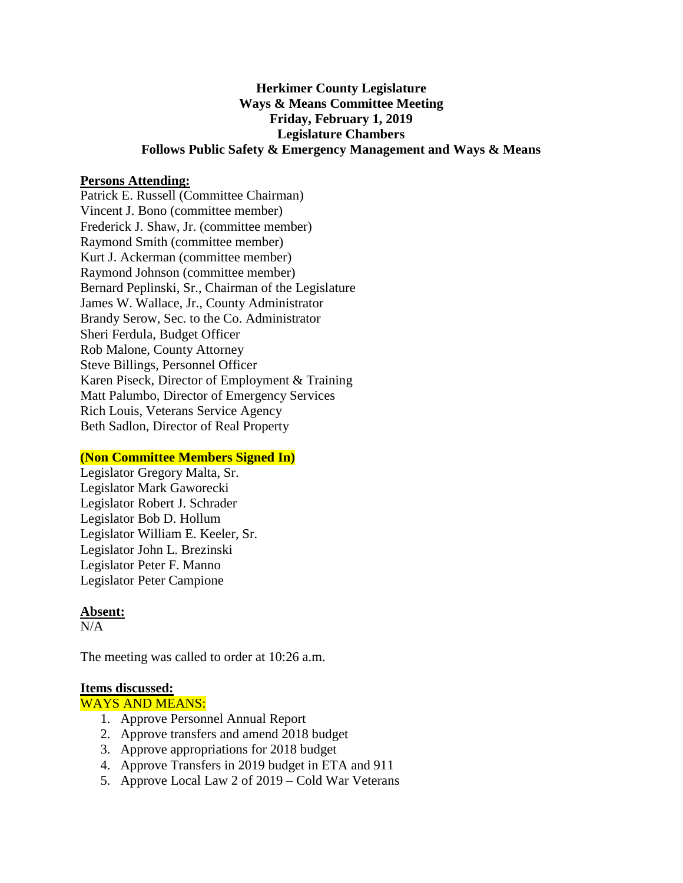**Herkimer County Legislature**
**Ways & Means Committee Meeting**
**Friday, February 1, 2019**
**Legislature Chambers**
**Follows Public Safety & Emergency Management and Ways & Means**

**Persons Attending:**

Patrick E. Russell (Committee Chairman)
Vincent J. Bono (committee member)
Frederick J. Shaw, Jr. (committee member)
Raymond Smith (committee member)
Kurt J. Ackerman (committee member)
Raymond Johnson (committee member)
Bernard Peplinski, Sr., Chairman of the Legislature
James W. Wallace, Jr., County Administrator
Brandy Serow, Sec. to the Co. Administrator
Sheri Ferdula, Budget Officer
Rob Malone, County Attorney
Steve Billings, Personnel Officer
Karen Piseck, Director of Employment & Training
Matt Palumbo, Director of Emergency Services
Rich Louis, Veterans Service Agency
Beth Sadlon, Director of Real Property

**(Non Committee Members Signed In)**

Legislator Gregory Malta, Sr.
Legislator Mark Gaworecki
Legislator Robert J. Schrader
Legislator Bob D. Hollum
Legislator William E. Keeler, Sr.
Legislator John L. Brezinski
Legislator Peter F. Manno
Legislator Peter Campione

**Absent:**

N/A

The meeting was called to order at 10:26 a.m.

**Items discussed:**

WAYS AND MEANS:

1. Approve Personnel Annual Report
2. Approve transfers and amend 2018 budget
3. Approve appropriations for 2018 budget
4. Approve Transfers in 2019 budget in ETA and 911
5. Approve Local Law 2 of 2019 – Cold War Veterans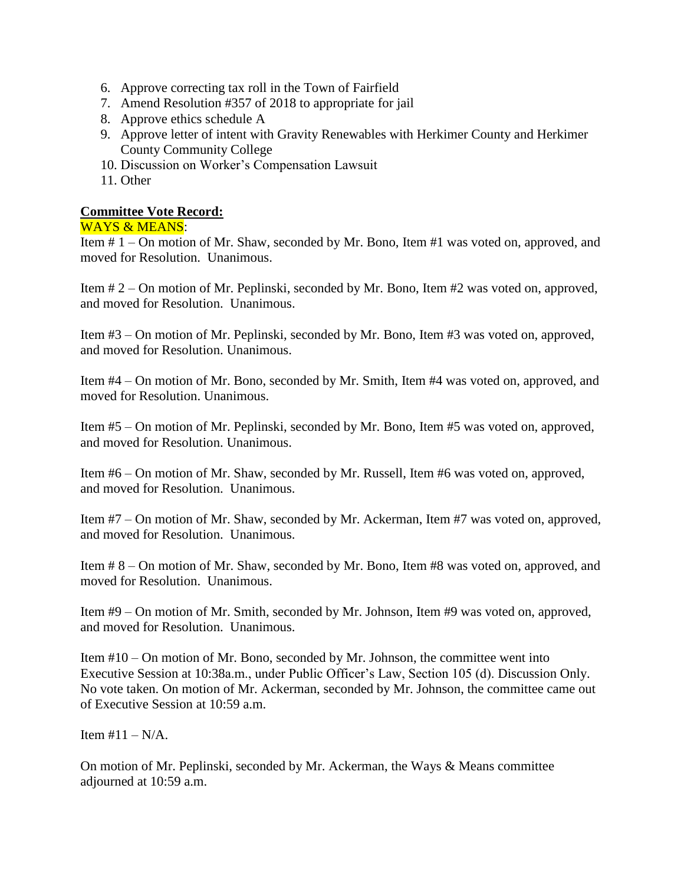6. Approve correcting tax roll in the Town of Fairfield
7. Amend Resolution #357 of 2018 to appropriate for jail
8. Approve ethics schedule A
9. Approve letter of intent with Gravity Renewables with Herkimer County and Herkimer County Community College
10. Discussion on Worker's Compensation Lawsuit
11. Other

**Committee Vote Record:**

WAYS & MEANS:

Item # 1 – On motion of Mr. Shaw, seconded by Mr. Bono, Item #1 was voted on, approved, and moved for Resolution. Unanimous.

Item # 2 – On motion of Mr. Peplinski, seconded by Mr. Bono, Item #2 was voted on, approved, and moved for Resolution. Unanimous.

Item #3 – On motion of Mr. Peplinski, seconded by Mr. Bono, Item #3 was voted on, approved, and moved for Resolution. Unanimous.

Item #4 – On motion of Mr. Bono, seconded by Mr. Smith, Item #4 was voted on, approved, and moved for Resolution. Unanimous.

Item #5 – On motion of Mr. Peplinski, seconded by Mr. Bono, Item #5 was voted on, approved, and moved for Resolution. Unanimous.

Item #6 – On motion of Mr. Shaw, seconded by Mr. Russell, Item #6 was voted on, approved, and moved for Resolution. Unanimous.

Item #7 – On motion of Mr. Shaw, seconded by Mr. Ackerman, Item #7 was voted on, approved, and moved for Resolution. Unanimous.

Item # 8 – On motion of Mr. Shaw, seconded by Mr. Bono, Item #8 was voted on, approved, and moved for Resolution. Unanimous.

Item #9 – On motion of Mr. Smith, seconded by Mr. Johnson, Item #9 was voted on, approved, and moved for Resolution. Unanimous.

Item #10 – On motion of Mr. Bono, seconded by Mr. Johnson, the committee went into Executive Session at 10:38a.m., under Public Officer's Law, Section 105 (d). Discussion Only. No vote taken. On motion of Mr. Ackerman, seconded by Mr. Johnson, the committee came out of Executive Session at 10:59 a.m.

Item #11 – N/A.

On motion of Mr. Peplinski, seconded by Mr. Ackerman, the Ways & Means committee adjourned at 10:59 a.m.